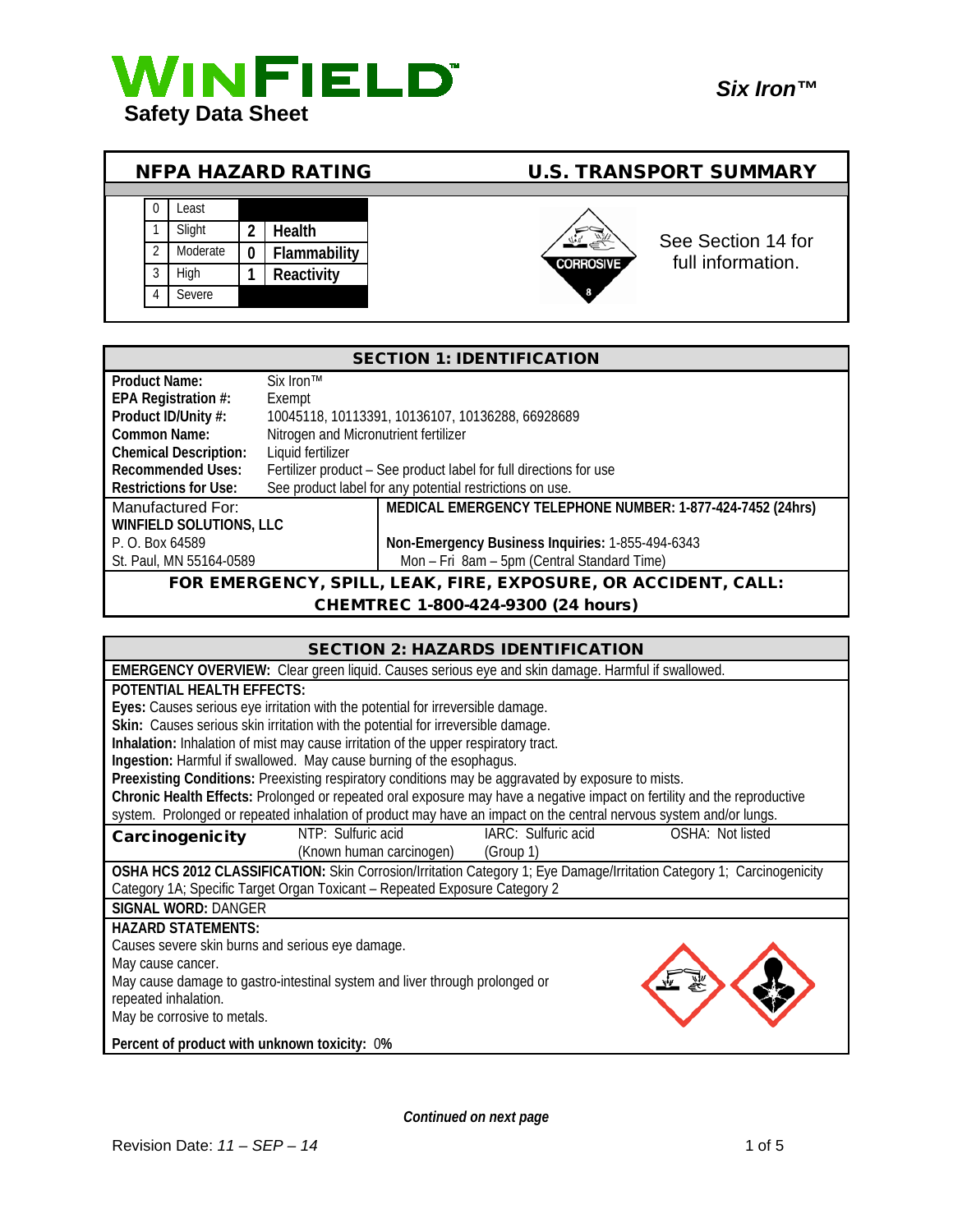# WINFIELD Safety Data Sheet

*Six Iron™*

## NFPA HAZARD RATING

| | | | |
|---|---|---|---|
| 0 | Least | | |
| 1 | Slight | 2 | Health |
| 2 | Moderate | 0 | Flammability |
| 3 | High | 1 | Reactivity |
| 4 | Severe | | |

## U.S. TRANSPORT SUMMARY

CORROSIVE 8

See Section 14 for full information.

## SECTION 1: IDENTIFICATION

| | |
|---|---|
| **Product Name:** | Six Iron™ |
| **EPA Registration #:** | Exempt |
| **Product ID/Unity #:** | 10045118, 10113391, 10136107, 10136288, 66928689 |
| **Common Name:** | Nitrogen and Micronutrient fertilizer |
| **Chemical Description:** | Liquid fertilizer |
| **Recommended Uses:** | Fertilizer product – See product label for full directions for use |
| **Restrictions for Use:** | See product label for any potential restrictions on use. |

| | |
|---|---|
| Manufactured For: | **MEDICAL EMERGENCY TELEPHONE NUMBER: 1-877-424-7452 (24hrs)** |
| **WINFIELD SOLUTIONS, LLC** | |
| P. O. Box 64589 | **Non-Emergency Business Inquiries:** 1-855-494-6343 |
| St. Paul, MN 55164-0589 | Mon – Fri 8am – 5pm (Central Standard Time) |

**FOR EMERGENCY, SPILL, LEAK, FIRE, EXPOSURE, OR ACCIDENT, CALL: CHEMTREC 1-800-424-9300 (24 hours)**

## SECTION 2: HAZARDS IDENTIFICATION

**EMERGENCY OVERVIEW:** Clear green liquid. Causes serious eye and skin damage. Harmful if swallowed.

**POTENTIAL HEALTH EFFECTS:**

**Eyes:** Causes serious eye irritation with the potential for irreversible damage.

**Skin:** Causes serious skin irritation with the potential for irreversible damage.

**Inhalation:** Inhalation of mist may cause irritation of the upper respiratory tract.

**Ingestion:** Harmful if swallowed. May cause burning of the esophagus.

**Preexisting Conditions:** Preexisting respiratory conditions may be aggravated by exposure to mists.

**Chronic Health Effects:** Prolonged or repeated oral exposure may have a negative impact on fertility and the reproductive system. Prolonged or repeated inhalation of product may have an impact on the central nervous system and/or lungs.

| | | | |
|---|---|---|---|
| **Carcinogenicity** | NTP: Sulfuric acid (Known human carcinogen) | IARC: Sulfuric acid (Group 1) | OSHA: Not listed |

**OSHA HCS 2012 CLASSIFICATION:** Skin Corrosion/Irritation Category 1; Eye Damage/Irritation Category 1; Carcinogenicity Category 1A; Specific Target Organ Toxicant – Repeated Exposure Category 2

**SIGNAL WORD:** DANGER

**HAZARD STATEMENTS:**

Causes severe skin burns and serious eye damage.
May cause cancer.
May cause damage to gastro-intestinal system and liver through prolonged or repeated inhalation.
May be corrosive to metals.

**Percent of product with unknown toxicity:** 0%

*Continued on next page*

Revision Date: *11 – SEP – 14*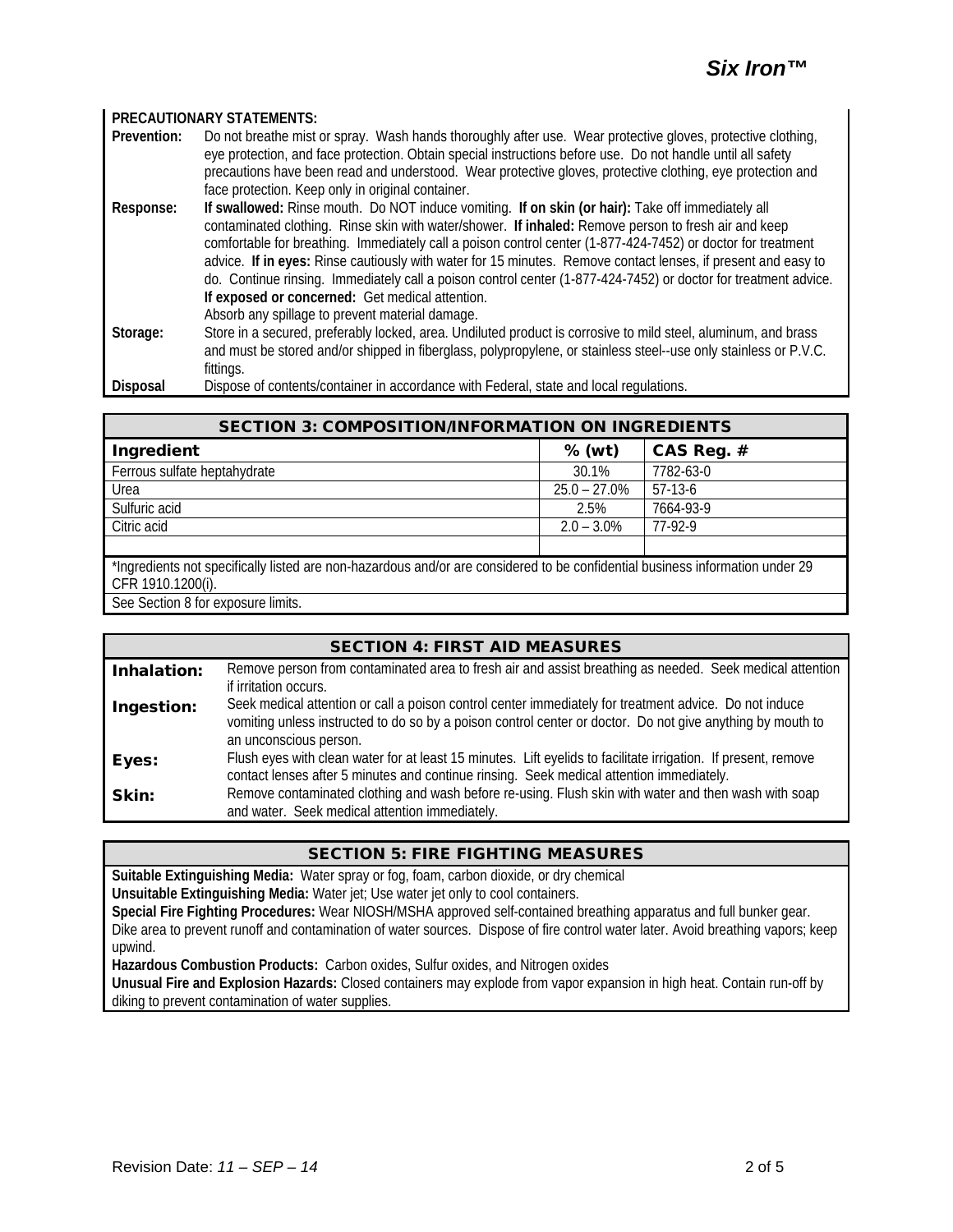**PRECAUTIONARY STATEMENTS:**

**Prevention:** Do not breathe mist or spray. Wash hands thoroughly after use. Wear protective gloves, protective clothing, eye protection, and face protection. Obtain special instructions before use. Do not handle until all safety precautions have been read and understood. Wear protective gloves, protective clothing, eye protection and face protection. Keep only in original container.

**Response:** **If swallowed:** Rinse mouth. Do NOT induce vomiting. **If on skin (or hair):** Take off immediately all contaminated clothing. Rinse skin with water/shower. **If inhaled:** Remove person to fresh air and keep comfortable for breathing. Immediately call a poison control center (1-877-424-7452) or doctor for treatment advice. **If in eyes:** Rinse cautiously with water for 15 minutes. Remove contact lenses, if present and easy to do. Continue rinsing. Immediately call a poison control center (1-877-424-7452) or doctor for treatment advice. **If exposed or concerned:** Get medical attention.
Absorb any spillage to prevent material damage.

**Storage:** Store in a secured, preferably locked, area. Undiluted product is corrosive to mild steel, aluminum, and brass and must be stored and/or shipped in fiberglass, polypropylene, or stainless steel--use only stainless or P.V.C. fittings.

**Disposal** Dispose of contents/container in accordance with Federal, state and local regulations.

## SECTION 3: COMPOSITION/INFORMATION ON INGREDIENTS

| Ingredient | % (wt) | CAS Reg. # |
|---|---|---|
| Ferrous sulfate heptahydrate | 30.1% | 7782-63-0 |
| Urea | 25.0 – 27.0% | 57-13-6 |
| Sulfuric acid | 2.5% | 7664-93-9 |
| Citric acid | 2.0 – 3.0% | 77-92-9 |
| | | |

*Ingredients not specifically listed are non-hazardous and/or are considered to be confidential business information under 29 CFR 1910.1200(i).

See Section 8 for exposure limits.

## SECTION 4: FIRST AID MEASURES

**Inhalation:** Remove person from contaminated area to fresh air and assist breathing as needed. Seek medical attention if irritation occurs.

**Ingestion:** Seek medical attention or call a poison control center immediately for treatment advice. Do not induce vomiting unless instructed to do so by a poison control center or doctor. Do not give anything by mouth to an unconscious person.

**Eyes:** Flush eyes with clean water for at least 15 minutes. Lift eyelids to facilitate irrigation. If present, remove contact lenses after 5 minutes and continue rinsing. Seek medical attention immediately.

**Skin:** Remove contaminated clothing and wash before re-using. Flush skin with water and then wash with soap and water. Seek medical attention immediately.

## SECTION 5: FIRE FIGHTING MEASURES

**Suitable Extinguishing Media:** Water spray or fog, foam, carbon dioxide, or dry chemical

**Unsuitable Extinguishing Media:** Water jet; Use water jet only to cool containers.

**Special Fire Fighting Procedures:** Wear NIOSH/MSHA approved self-contained breathing apparatus and full bunker gear. Dike area to prevent runoff and contamination of water sources. Dispose of fire control water later. Avoid breathing vapors; keep upwind.

**Hazardous Combustion Products:** Carbon oxides, Sulfur oxides, and Nitrogen oxides

**Unusual Fire and Explosion Hazards:** Closed containers may explode from vapor expansion in high heat. Contain run-off by diking to prevent contamination of water supplies.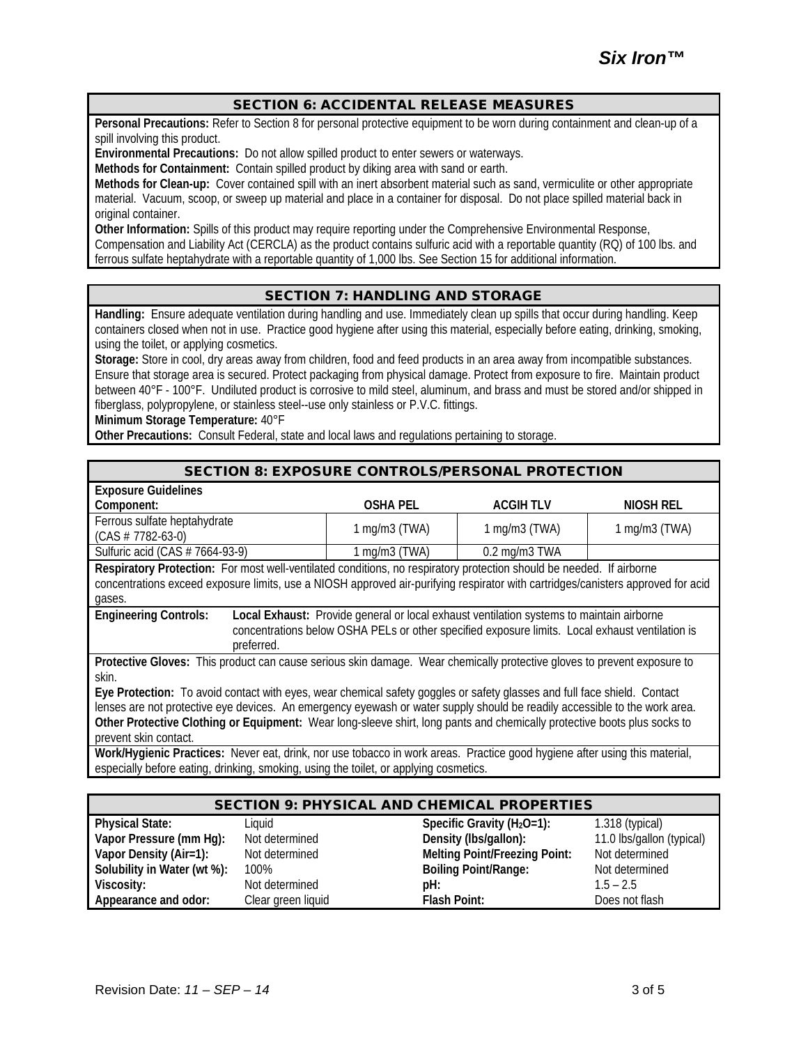## SECTION 6: ACCIDENTAL RELEASE MEASURES

**Personal Precautions:** Refer to Section 8 for personal protective equipment to be worn during containment and clean-up of a spill involving this product.

**Environmental Precautions:** Do not allow spilled product to enter sewers or waterways.

**Methods for Containment:** Contain spilled product by diking area with sand or earth.

**Methods for Clean-up:** Cover contained spill with an inert absorbent material such as sand, vermiculite or other appropriate material. Vacuum, scoop, or sweep up material and place in a container for disposal. Do not place spilled material back in original container.

**Other Information:** Spills of this product may require reporting under the Comprehensive Environmental Response, Compensation and Liability Act (CERCLA) as the product contains sulfuric acid with a reportable quantity (RQ) of 100 lbs. and ferrous sulfate heptahydrate with a reportable quantity of 1,000 lbs. See Section 15 for additional information.

## SECTION 7: HANDLING AND STORAGE

**Handling:** Ensure adequate ventilation during handling and use. Immediately clean up spills that occur during handling. Keep containers closed when not in use. Practice good hygiene after using this material, especially before eating, drinking, smoking, using the toilet, or applying cosmetics.

**Storage:** Store in cool, dry areas away from children, food and feed products in an area away from incompatible substances. Ensure that storage area is secured. Protect packaging from physical damage. Protect from exposure to fire. Maintain product between 40°F - 100°F. Undiluted product is corrosive to mild steel, aluminum, and brass and must be stored and/or shipped in fiberglass, polypropylene, or stainless steel--use only stainless or P.V.C. fittings.

**Minimum Storage Temperature:** 40°F

**Other Precautions:** Consult Federal, state and local laws and regulations pertaining to storage.

## SECTION 8: EXPOSURE CONTROLS/PERSONAL PROTECTION

**Exposure Guidelines**

| Component: | OSHA PEL | ACGIH TLV | NIOSH REL |
|---|---|---|---|
| Ferrous sulfate heptahydrate (CAS # 7782-63-0) | 1 mg/m3 (TWA) | 1 mg/m3 (TWA) | 1 mg/m3 (TWA) |
| Sulfuric acid (CAS # 7664-93-9) | 1 mg/m3 (TWA) | 0.2 mg/m3 TWA | |

**Respiratory Protection:** For most well-ventilated conditions, no respiratory protection should be needed. If airborne concentrations exceed exposure limits, use a NIOSH approved air-purifying respirator with cartridges/canisters approved for acid gases.

**Engineering Controls:** **Local Exhaust:** Provide general or local exhaust ventilation systems to maintain airborne concentrations below OSHA PELs or other specified exposure limits. Local exhaust ventilation is preferred.

**Protective Gloves:** This product can cause serious skin damage. Wear chemically protective gloves to prevent exposure to skin.

**Eye Protection:** To avoid contact with eyes, wear chemical safety goggles or safety glasses and full face shield. Contact lenses are not protective eye devices. An emergency eyewash or water supply should be readily accessible to the work area.

**Other Protective Clothing or Equipment:** Wear long-sleeve shirt, long pants and chemically protective boots plus socks to prevent skin contact.

**Work/Hygienic Practices:** Never eat, drink, nor use tobacco in work areas. Practice good hygiene after using this material, especially before eating, drinking, smoking, using the toilet, or applying cosmetics.

## SECTION 9: PHYSICAL AND CHEMICAL PROPERTIES

| | | | |
|---|---|---|---|
| **Physical State:** | Liquid | **Specific Gravity ($H_2O$=1):** | 1.318 (typical) |
| **Vapor Pressure (mm Hg):** | Not determined | **Density (lbs/gallon):** | 11.0 lbs/gallon (typical) |
| **Vapor Density (Air=1):** | Not determined | **Melting Point/Freezing Point:** | Not determined |
| **Solubility in Water (wt %):** | 100% | **Boiling Point/Range:** | Not determined |
| **Viscosity:** | Not determined | **pH:** | 1.5 – 2.5 |
| **Appearance and odor:** | Clear green liquid | **Flash Point:** | Does not flash |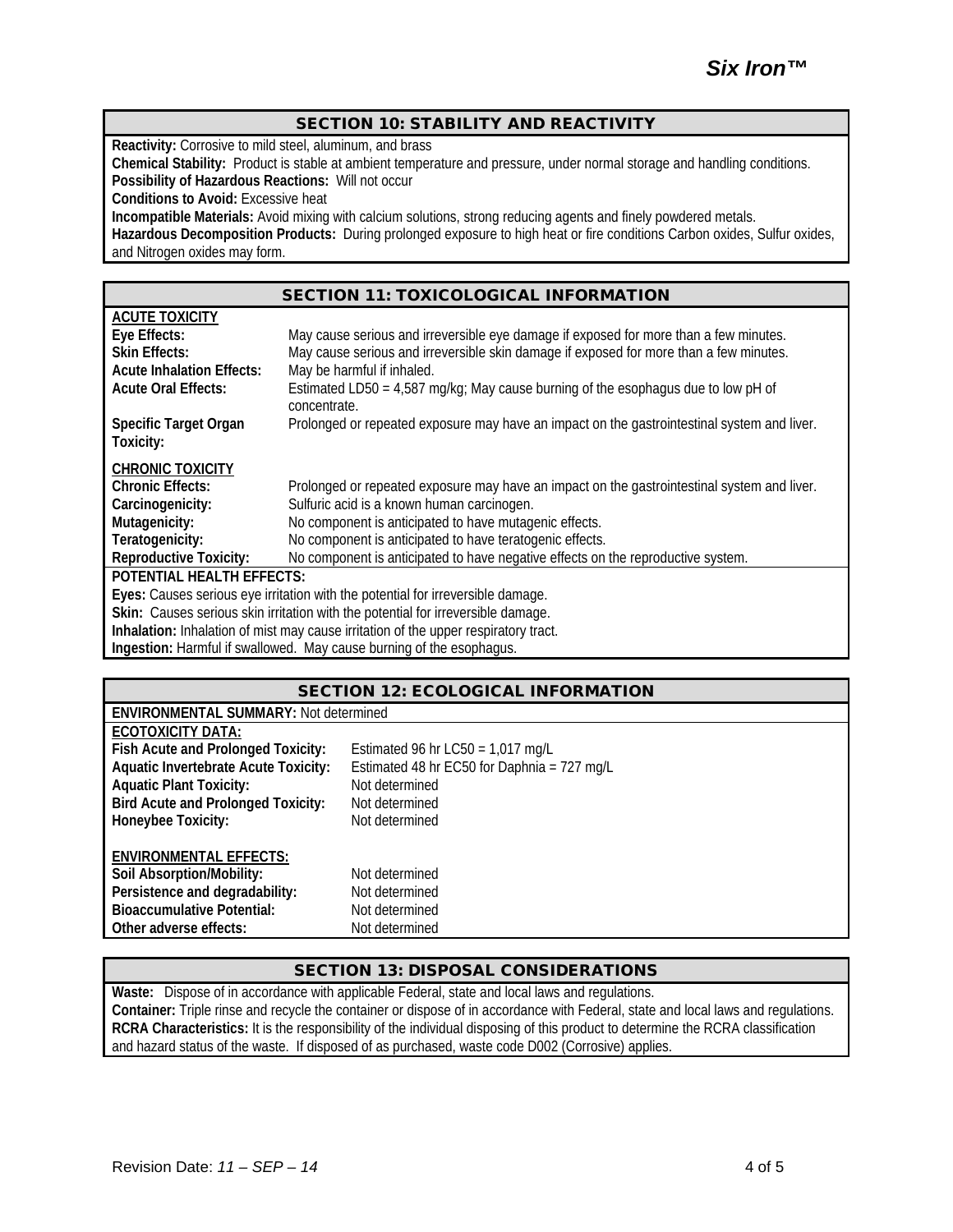## SECTION 10: STABILITY AND REACTIVITY

**Reactivity:** Corrosive to mild steel, aluminum, and brass
**Chemical Stability:** Product is stable at ambient temperature and pressure, under normal storage and handling conditions.
**Possibility of Hazardous Reactions:** Will not occur
**Conditions to Avoid:** Excessive heat
**Incompatible Materials:** Avoid mixing with calcium solutions, strong reducing agents and finely powdered metals.
**Hazardous Decomposition Products:** During prolonged exposure to high heat or fire conditions Carbon oxides, Sulfur oxides, and Nitrogen oxides may form.

## SECTION 11: TOXICOLOGICAL INFORMATION

| | |
|---|---|
| **ACUTE TOXICITY** | |
| **Eye Effects:** | May cause serious and irreversible eye damage if exposed for more than a few minutes. |
| **Skin Effects:** | May cause serious and irreversible skin damage if exposed for more than a few minutes. |
| **Acute Inhalation Effects:** | May be harmful if inhaled. |
| **Acute Oral Effects:** | Estimated LD50 = 4,587 mg/kg; May cause burning of the esophagus due to low pH of concentrate. |
| **Specific Target Organ Toxicity:** | Prolonged or repeated exposure may have an impact on the gastrointestinal system and liver. |
| **CHRONIC TOXICITY** | |
| **Chronic Effects:** | Prolonged or repeated exposure may have an impact on the gastrointestinal system and liver. |
| **Carcinogenicity:** | Sulfuric acid is a known human carcinogen. |
| **Mutagenicity:** | No component is anticipated to have mutagenic effects. |
| **Teratogenicity:** | No component is anticipated to have teratogenic effects. |
| **Reproductive Toxicity:** | No component is anticipated to have negative effects on the reproductive system. |

**POTENTIAL HEALTH EFFECTS:**
**Eyes:** Causes serious eye irritation with the potential for irreversible damage.
**Skin:** Causes serious skin irritation with the potential for irreversible damage.
**Inhalation:** Inhalation of mist may cause irritation of the upper respiratory tract.
**Ingestion:** Harmful if swallowed. May cause burning of the esophagus.

## SECTION 12: ECOLOGICAL INFORMATION

**ENVIRONMENTAL SUMMARY:** Not determined

| | |
|---|---|
| **ECOTOXICITY DATA:** | |
| **Fish Acute and Prolonged Toxicity:** | Estimated 96 hr LC50 = 1,017 mg/L |
| **Aquatic Invertebrate Acute Toxicity:** | Estimated 48 hr EC50 for Daphnia = 727 mg/L |
| **Aquatic Plant Toxicity:** | Not determined |
| **Bird Acute and Prolonged Toxicity:** | Not determined |
| **Honeybee Toxicity:** | Not determined |
| **ENVIRONMENTAL EFFECTS:** | |
| **Soil Absorption/Mobility:** | Not determined |
| **Persistence and degradability:** | Not determined |
| **Bioaccumulative Potential:** | Not determined |
| **Other adverse effects:** | Not determined |

## SECTION 13: DISPOSAL CONSIDERATIONS

**Waste:** Dispose of in accordance with applicable Federal, state and local laws and regulations.
**Container:** Triple rinse and recycle the container or dispose of in accordance with Federal, state and local laws and regulations.
**RCRA Characteristics:** It is the responsibility of the individual disposing of this product to determine the RCRA classification and hazard status of the waste. If disposed of as purchased, waste code D002 (Corrosive) applies.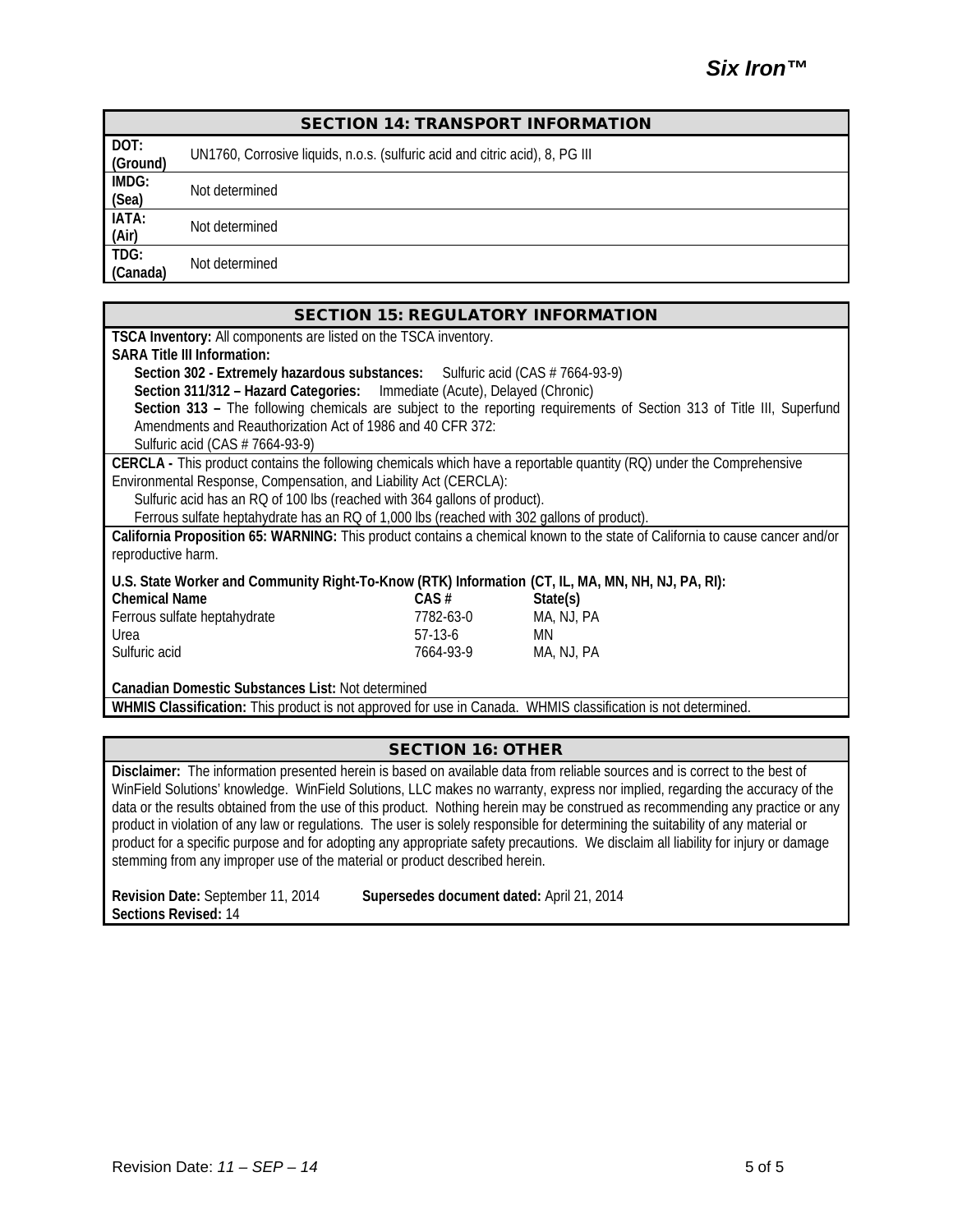## SECTION 14: TRANSPORT INFORMATION

| | |
|---|---|
| **DOT: (Ground)** | UN1760, Corrosive liquids, n.o.s. (sulfuric acid and citric acid), 8, PG III |
| **IMDG: (Sea)** | Not determined |
| **IATA: (Air)** | Not determined |
| **TDG: (Canada)** | Not determined |

## SECTION 15: REGULATORY INFORMATION

**TSCA Inventory:** All components are listed on the TSCA inventory.

**SARA Title III Information:**

**Section 302 - Extremely hazardous substances:** Sulfuric acid (CAS # 7664-93-9)

**Section 311/312 – Hazard Categories:** Immediate (Acute), Delayed (Chronic)

**Section 313 –** The following chemicals are subject to the reporting requirements of Section 313 of Title III, Superfund Amendments and Reauthorization Act of 1986 and 40 CFR 372:

Sulfuric acid (CAS # 7664-93-9)

**CERCLA -** This product contains the following chemicals which have a reportable quantity (RQ) under the Comprehensive Environmental Response, Compensation, and Liability Act (CERCLA):

Sulfuric acid has an RQ of 100 lbs (reached with 364 gallons of product).

Ferrous sulfate heptahydrate has an RQ of 1,000 lbs (reached with 302 gallons of product).

**California Proposition 65: WARNING:** This product contains a chemical known to the state of California to cause cancer and/or reproductive harm.

**U.S. State Worker and Community Right-To-Know (RTK) Information (CT, IL, MA, MN, NH, NJ, PA, RI):**

| Chemical Name | CAS # | State(s) |
|---|---|---|
| Ferrous sulfate heptahydrate | 7782-63-0 | MA, NJ, PA |
| Urea | 57-13-6 | MN |
| Sulfuric acid | 7664-93-9 | MA, NJ, PA |

**Canadian Domestic Substances List:** Not determined

**WHMIS Classification:** This product is not approved for use in Canada. WHMIS classification is not determined.

## SECTION 16: OTHER

**Disclaimer:** The information presented herein is based on available data from reliable sources and is correct to the best of WinField Solutions' knowledge. WinField Solutions, LLC makes no warranty, express nor implied, regarding the accuracy of the data or the results obtained from the use of this product. Nothing herein may be construed as recommending any practice or any product in violation of any law or regulations. The user is solely responsible for determining the suitability of any material or product for a specific purpose and for adopting any appropriate safety precautions. We disclaim all liability for injury or damage stemming from any improper use of the material or product described herein.

**Revision Date:** September 11, 2014 **Supersedes document dated:** April 21, 2014

**Sections Revised:** 14